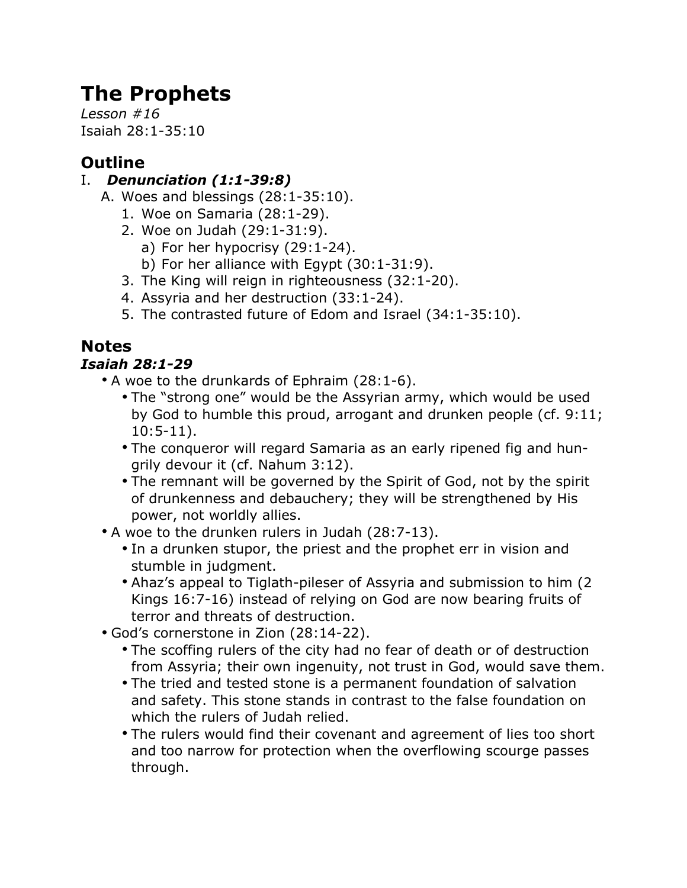# The Prophets

*Lesson #16*
Isaiah 28:1-35:10

## Outline

I. ***Denunciation (1:1-39:8)***
   - A. Woes and blessings (28:1-35:10).
     1. Woe on Samaria (28:1-29).
     2. Woe on Judah (29:1-31:9).
        - a) For her hypocrisy (29:1-24).
        - b) For her alliance with Egypt (30:1-31:9).
     3. The King will reign in righteousness (32:1-20).
     4. Assyria and her destruction (33:1-24).
     5. The contrasted future of Edom and Israel (34:1-35:10).

## Notes

### *Isaiah 28:1-29*

- A woe to the drunkards of Ephraim (28:1-6).
  - The "strong one" would be the Assyrian army, which would be used by God to humble this proud, arrogant and drunken people (cf. 9:11; 10:5-11).
  - The conqueror will regard Samaria as an early ripened fig and hungrily devour it (cf. Nahum 3:12).
  - The remnant will be governed by the Spirit of God, not by the spirit of drunkenness and debauchery; they will be strengthened by His power, not worldly allies.
- A woe to the drunken rulers in Judah (28:7-13).
  - In a drunken stupor, the priest and the prophet err in vision and stumble in judgment.
  - Ahaz's appeal to Tiglath-pileser of Assyria and submission to him (2 Kings 16:7-16) instead of relying on God are now bearing fruits of terror and threats of destruction.
- God's cornerstone in Zion (28:14-22).
  - The scoffing rulers of the city had no fear of death or of destruction from Assyria; their own ingenuity, not trust in God, would save them.
  - The tried and tested stone is a permanent foundation of salvation and safety. This stone stands in contrast to the false foundation on which the rulers of Judah relied.
  - The rulers would find their covenant and agreement of lies too short and too narrow for protection when the overflowing scourge passes through.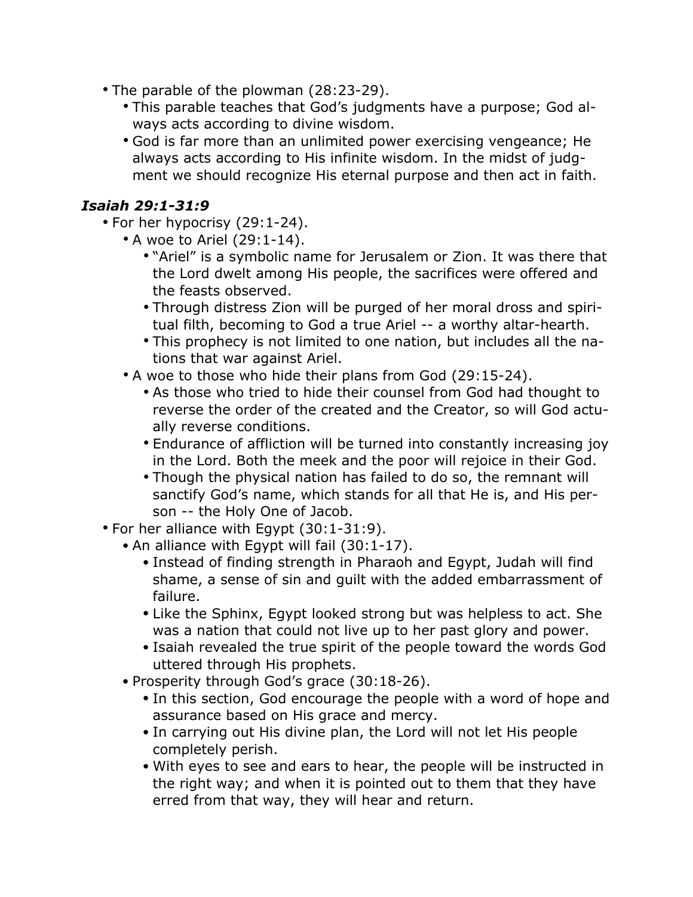- The parable of the plowman (28:23-29).
  - This parable teaches that God's judgments have a purpose; God always acts according to divine wisdom.
  - God is far more than an unlimited power exercising vengeance; He always acts according to His infinite wisdom. In the midst of judgment we should recognize His eternal purpose and then act in faith.

### *Isaiah 29:1-31:9*

- For her hypocrisy (29:1-24).
  - A woe to Ariel (29:1-14).
    - "Ariel" is a symbolic name for Jerusalem or Zion. It was there that the Lord dwelt among His people, the sacrifices were offered and the feasts observed.
    - Through distress Zion will be purged of her moral dross and spiritual filth, becoming to God a true Ariel -- a worthy altar-hearth.
    - This prophecy is not limited to one nation, but includes all the nations that war against Ariel.
  - A woe to those who hide their plans from God (29:15-24).
    - As those who tried to hide their counsel from God had thought to reverse the order of the created and the Creator, so will God actually reverse conditions.
    - Endurance of affliction will be turned into constantly increasing joy in the Lord. Both the meek and the poor will rejoice in their God.
    - Though the physical nation has failed to do so, the remnant will sanctify God's name, which stands for all that He is, and His person -- the Holy One of Jacob.
- For her alliance with Egypt (30:1-31:9).
  - An alliance with Egypt will fail (30:1-17).
    - Instead of finding strength in Pharaoh and Egypt, Judah will find shame, a sense of sin and guilt with the added embarrassment of failure.
    - Like the Sphinx, Egypt looked strong but was helpless to act. She was a nation that could not live up to her past glory and power.
    - Isaiah revealed the true spirit of the people toward the words God uttered through His prophets.
  - Prosperity through God's grace (30:18-26).
    - In this section, God encourage the people with a word of hope and assurance based on His grace and mercy.
    - In carrying out His divine plan, the Lord will not let His people completely perish.
    - With eyes to see and ears to hear, the people will be instructed in the right way; and when it is pointed out to them that they have erred from that way, they will hear and return.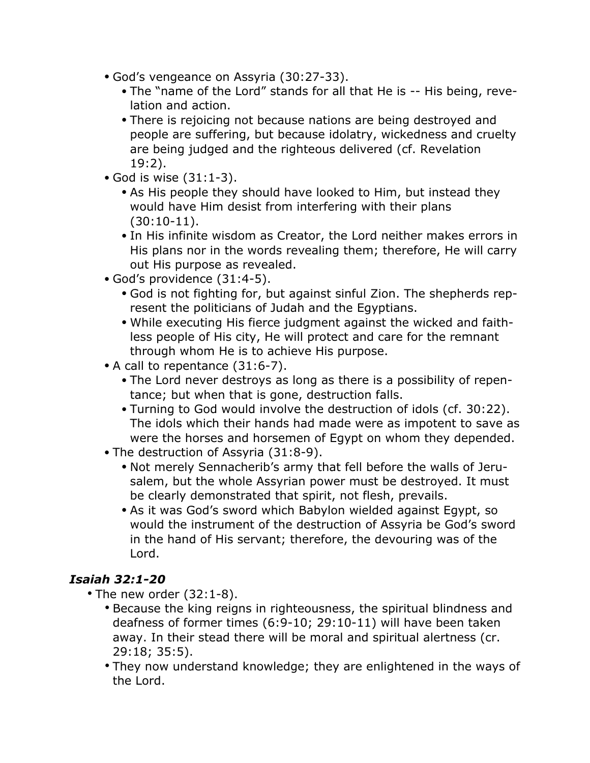- God's vengeance on Assyria (30:27-33).
  - The "name of the Lord" stands for all that He is -- His being, revelation and action.
  - There is rejoicing not because nations are being destroyed and people are suffering, but because idolatry, wickedness and cruelty are being judged and the righteous delivered (cf. Revelation 19:2).
- God is wise (31:1-3).
  - As His people they should have looked to Him, but instead they would have Him desist from interfering with their plans (30:10-11).
  - In His infinite wisdom as Creator, the Lord neither makes errors in His plans nor in the words revealing them; therefore, He will carry out His purpose as revealed.
- God's providence (31:4-5).
  - God is not fighting for, but against sinful Zion. The shepherds represent the politicians of Judah and the Egyptians.
  - While executing His fierce judgment against the wicked and faithless people of His city, He will protect and care for the remnant through whom He is to achieve His purpose.
- A call to repentance (31:6-7).
  - The Lord never destroys as long as there is a possibility of repentance; but when that is gone, destruction falls.
  - Turning to God would involve the destruction of idols (cf. 30:22). The idols which their hands had made were as impotent to save as were the horses and horsemen of Egypt on whom they depended.
- The destruction of Assyria (31:8-9).
  - Not merely Sennacherib's army that fell before the walls of Jerusalem, but the whole Assyrian power must be destroyed. It must be clearly demonstrated that spirit, not flesh, prevails.
  - As it was God's sword which Babylon wielded against Egypt, so would the instrument of the destruction of Assyria be God's sword in the hand of His servant; therefore, the devouring was of the Lord.

### *Isaiah 32:1-20*

- The new order (32:1-8).
  - Because the king reigns in righteousness, the spiritual blindness and deafness of former times (6:9-10; 29:10-11) will have been taken away. In their stead there will be moral and spiritual alertness (cr. 29:18; 35:5).
  - They now understand knowledge; they are enlightened in the ways of the Lord.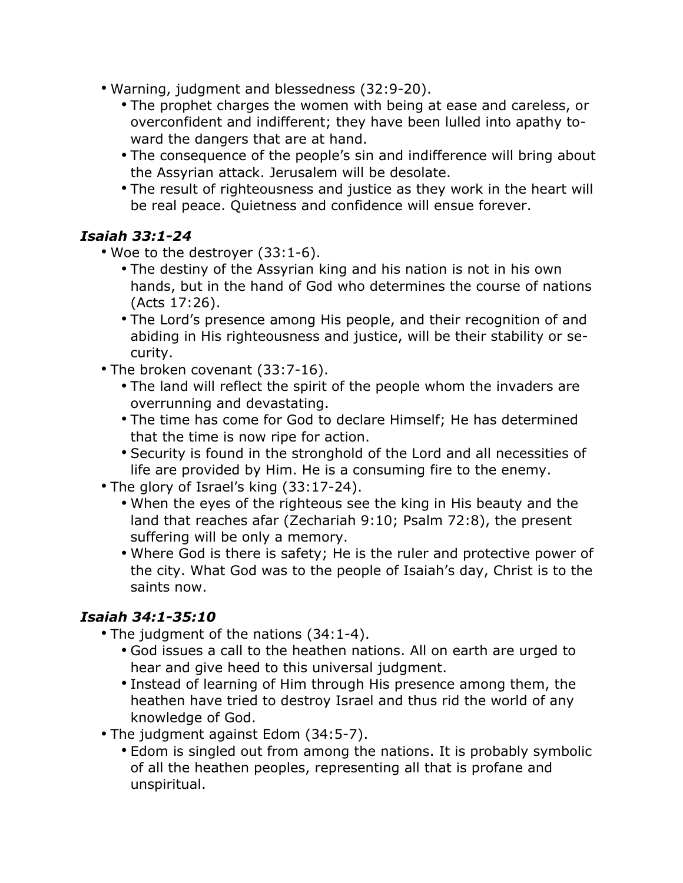- Warning, judgment and blessedness (32:9-20).
  - The prophet charges the women with being at ease and careless, or overconfident and indifferent; they have been lulled into apathy toward the dangers that are at hand.
  - The consequence of the people's sin and indifference will bring about the Assyrian attack. Jerusalem will be desolate.
  - The result of righteousness and justice as they work in the heart will be real peace. Quietness and confidence will ensue forever.

### *Isaiah 33:1-24*

- Woe to the destroyer (33:1-6).
  - The destiny of the Assyrian king and his nation is not in his own hands, but in the hand of God who determines the course of nations (Acts 17:26).
  - The Lord's presence among His people, and their recognition of and abiding in His righteousness and justice, will be their stability or security.
- The broken covenant (33:7-16).
  - The land will reflect the spirit of the people whom the invaders are overrunning and devastating.
  - The time has come for God to declare Himself; He has determined that the time is now ripe for action.
  - Security is found in the stronghold of the Lord and all necessities of life are provided by Him. He is a consuming fire to the enemy.
- The glory of Israel's king (33:17-24).
  - When the eyes of the righteous see the king in His beauty and the land that reaches afar (Zechariah 9:10; Psalm 72:8), the present suffering will be only a memory.
  - Where God is there is safety; He is the ruler and protective power of the city. What God was to the people of Isaiah's day, Christ is to the saints now.

### *Isaiah 34:1-35:10*

- The judgment of the nations (34:1-4).
  - God issues a call to the heathen nations. All on earth are urged to hear and give heed to this universal judgment.
  - Instead of learning of Him through His presence among them, the heathen have tried to destroy Israel and thus rid the world of any knowledge of God.
- The judgment against Edom (34:5-7).
  - Edom is singled out from among the nations. It is probably symbolic of all the heathen peoples, representing all that is profane and unspiritual.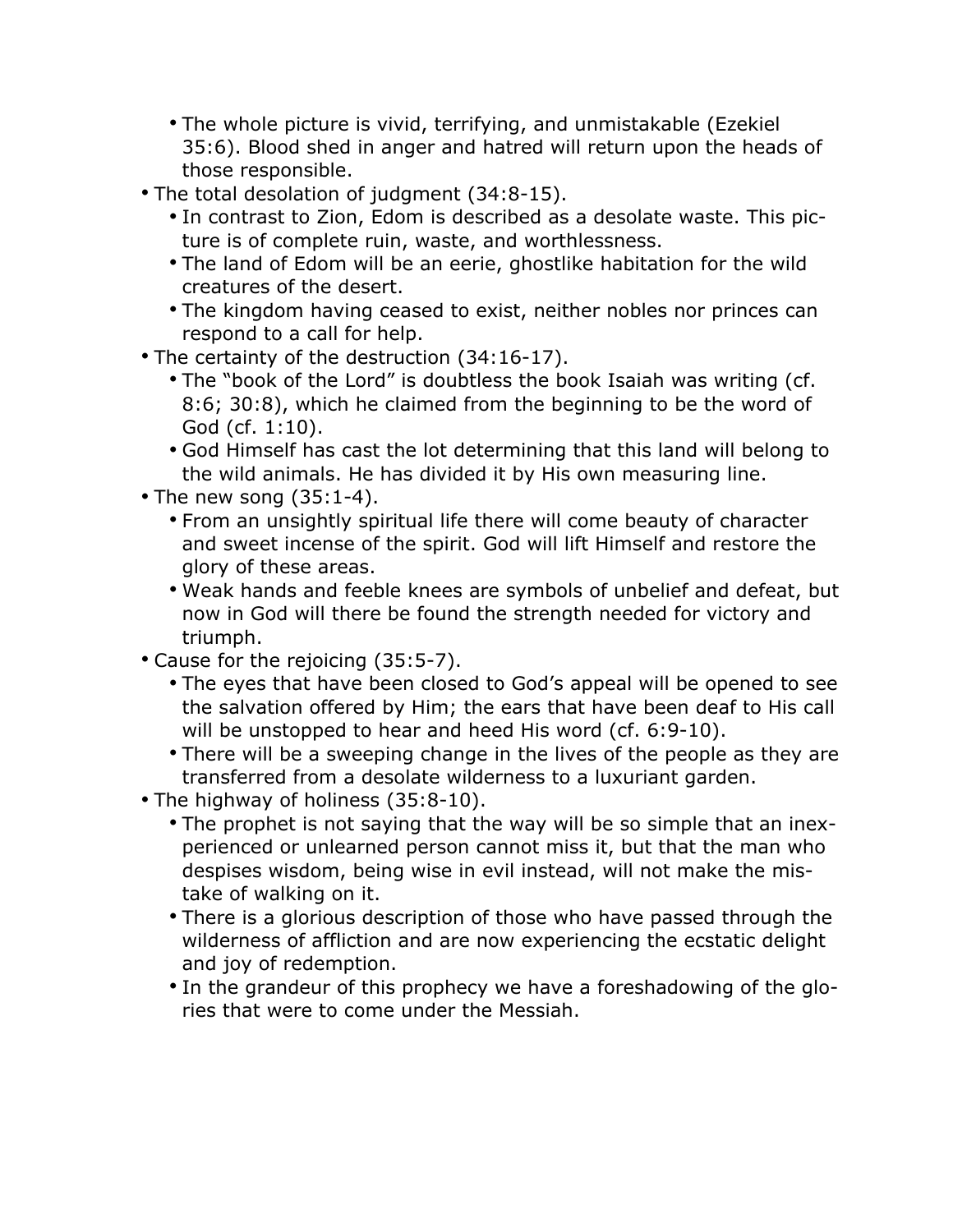- The whole picture is vivid, terrifying, and unmistakable (Ezekiel 35:6). Blood shed in anger and hatred will return upon the heads of those responsible.
- The total desolation of judgment (34:8-15).
  - In contrast to Zion, Edom is described as a desolate waste. This picture is of complete ruin, waste, and worthlessness.
  - The land of Edom will be an eerie, ghostlike habitation for the wild creatures of the desert.
  - The kingdom having ceased to exist, neither nobles nor princes can respond to a call for help.
- The certainty of the destruction (34:16-17).
  - The "book of the Lord" is doubtless the book Isaiah was writing (cf. 8:6; 30:8), which he claimed from the beginning to be the word of God (cf. 1:10).
  - God Himself has cast the lot determining that this land will belong to the wild animals. He has divided it by His own measuring line.
- The new song (35:1-4).
  - From an unsightly spiritual life there will come beauty of character and sweet incense of the spirit. God will lift Himself and restore the glory of these areas.
  - Weak hands and feeble knees are symbols of unbelief and defeat, but now in God will there be found the strength needed for victory and triumph.
- Cause for the rejoicing (35:5-7).
  - The eyes that have been closed to God's appeal will be opened to see the salvation offered by Him; the ears that have been deaf to His call will be unstopped to hear and heed His word (cf. 6:9-10).
  - There will be a sweeping change in the lives of the people as they are transferred from a desolate wilderness to a luxuriant garden.
- The highway of holiness (35:8-10).
  - The prophet is not saying that the way will be so simple that an inexperienced or unlearned person cannot miss it, but that the man who despises wisdom, being wise in evil instead, will not make the mistake of walking on it.
  - There is a glorious description of those who have passed through the wilderness of affliction and are now experiencing the ecstatic delight and joy of redemption.
  - In the grandeur of this prophecy we have a foreshadowing of the glories that were to come under the Messiah.